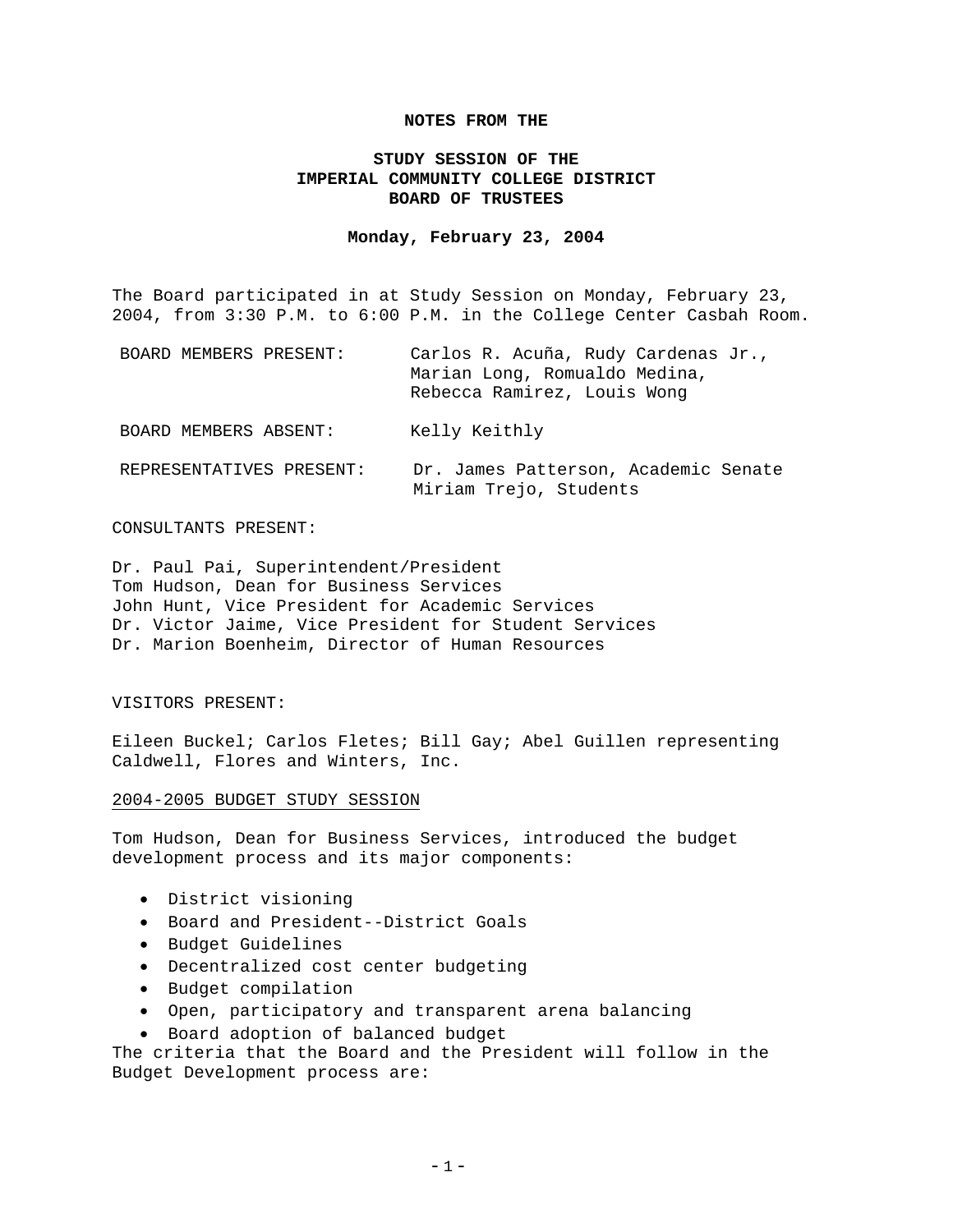**NOTES FROM THE**

**STUDY SESSION OF THE
IMPERIAL COMMUNITY COLLEGE DISTRICT
BOARD OF TRUSTEES**

**Monday, February 23, 2004**

The Board participated in at Study Session on Monday, February 23, 2004, from 3:30 P.M. to 6:00 P.M. in the College Center Casbah Room.

| | |
|---|---|
| BOARD MEMBERS PRESENT: | Carlos R. Acuña, Rudy Cardenas Jr., Marian Long, Romualdo Medina, Rebecca Ramirez, Louis Wong |
| BOARD MEMBERS ABSENT: | Kelly Keithly |
| REPRESENTATIVES PRESENT: | Dr. James Patterson, Academic Senate<br>Miriam Trejo, Students |

CONSULTANTS PRESENT:

Dr. Paul Pai, Superintendent/President
Tom Hudson, Dean for Business Services
John Hunt, Vice President for Academic Services
Dr. Victor Jaime, Vice President for Student Services
Dr. Marion Boenheim, Director of Human Resources

VISITORS PRESENT:

Eileen Buckel; Carlos Fletes; Bill Gay; Abel Guillen representing Caldwell, Flores and Winters, Inc.

2004-2005 BUDGET STUDY SESSION

Tom Hudson, Dean for Business Services, introduced the budget development process and its major components:

- District visioning
- Board and President--District Goals
- Budget Guidelines
- Decentralized cost center budgeting
- Budget compilation
- Open, participatory and transparent arena balancing
- Board adoption of balanced budget

The criteria that the Board and the President will follow in the Budget Development process are: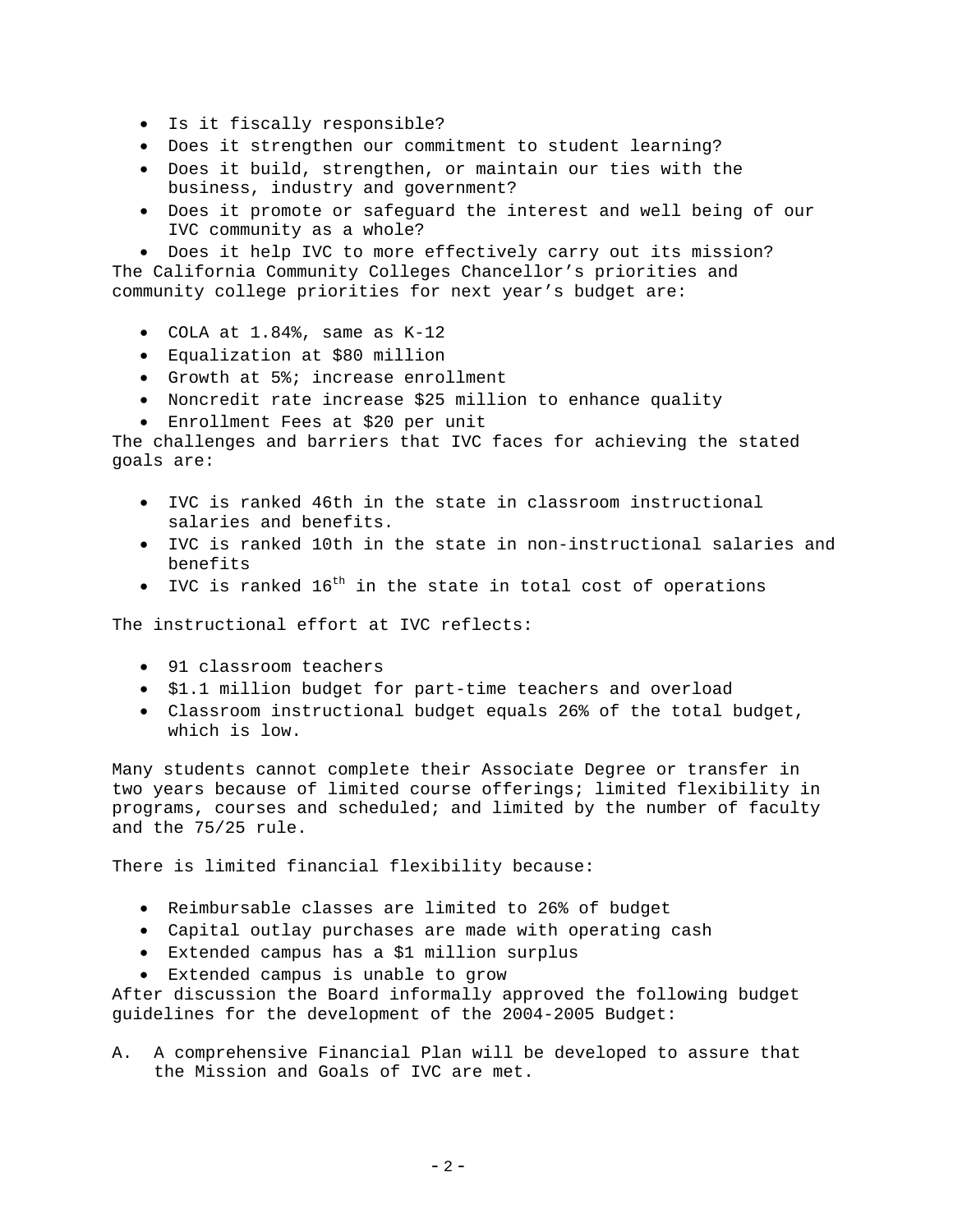- Is it fiscally responsible?
- Does it strengthen our commitment to student learning?
- Does it build, strengthen, or maintain our ties with the business, industry and government?
- Does it promote or safeguard the interest and well being of our IVC community as a whole?
- Does it help IVC to more effectively carry out its mission?

The California Community Colleges Chancellor's priorities and community college priorities for next year's budget are:

- COLA at 1.84%, same as K-12
- Equalization at $80 million
- Growth at 5%; increase enrollment
- Noncredit rate increase $25 million to enhance quality
- Enrollment Fees at $20 per unit

The challenges and barriers that IVC faces for achieving the stated goals are:

- IVC is ranked 46th in the state in classroom instructional salaries and benefits.
- IVC is ranked 10th in the state in non-instructional salaries and benefits
- IVC is ranked 16th in the state in total cost of operations

The instructional effort at IVC reflects:

- 91 classroom teachers
- $1.1 million budget for part-time teachers and overload
- Classroom instructional budget equals 26% of the total budget, which is low.

Many students cannot complete their Associate Degree or transfer in two years because of limited course offerings; limited flexibility in programs, courses and scheduled; and limited by the number of faculty and the 75/25 rule.

There is limited financial flexibility because:

- Reimbursable classes are limited to 26% of budget
- Capital outlay purchases are made with operating cash
- Extended campus has a $1 million surplus
- Extended campus is unable to grow

After discussion the Board informally approved the following budget guidelines for the development of the 2004-2005 Budget:

A. A comprehensive Financial Plan will be developed to assure that the Mission and Goals of IVC are met.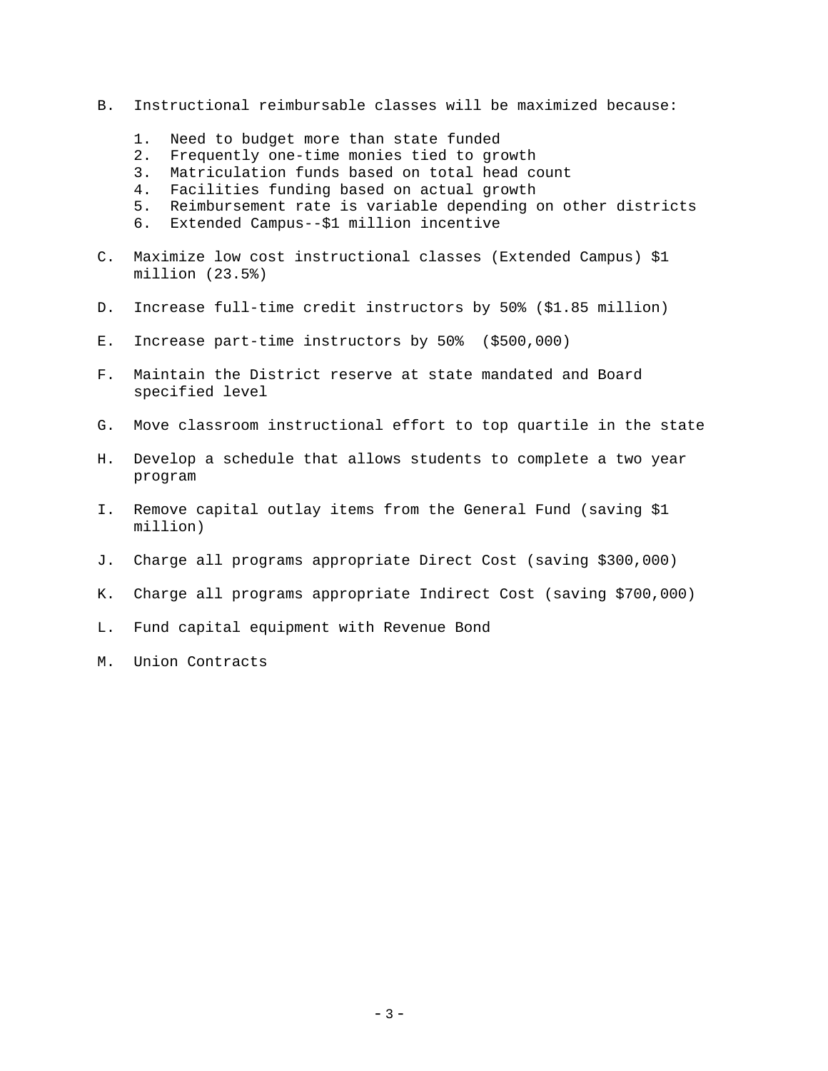B. Instructional reimbursable classes will be maximized because:

   1. Need to budget more than state funded
   2. Frequently one-time monies tied to growth
   3. Matriculation funds based on total head count
   4. Facilities funding based on actual growth
   5. Reimbursement rate is variable depending on other districts
   6. Extended Campus--$1 million incentive

C. Maximize low cost instructional classes (Extended Campus) $1 million (23.5%)

D. Increase full-time credit instructors by 50% ($1.85 million)

E. Increase part-time instructors by 50% ($500,000)

F. Maintain the District reserve at state mandated and Board specified level

G. Move classroom instructional effort to top quartile in the state

H. Develop a schedule that allows students to complete a two year program

I. Remove capital outlay items from the General Fund (saving $1 million)

J. Charge all programs appropriate Direct Cost (saving $300,000)

K. Charge all programs appropriate Indirect Cost (saving $700,000)

L. Fund capital equipment with Revenue Bond

M. Union Contracts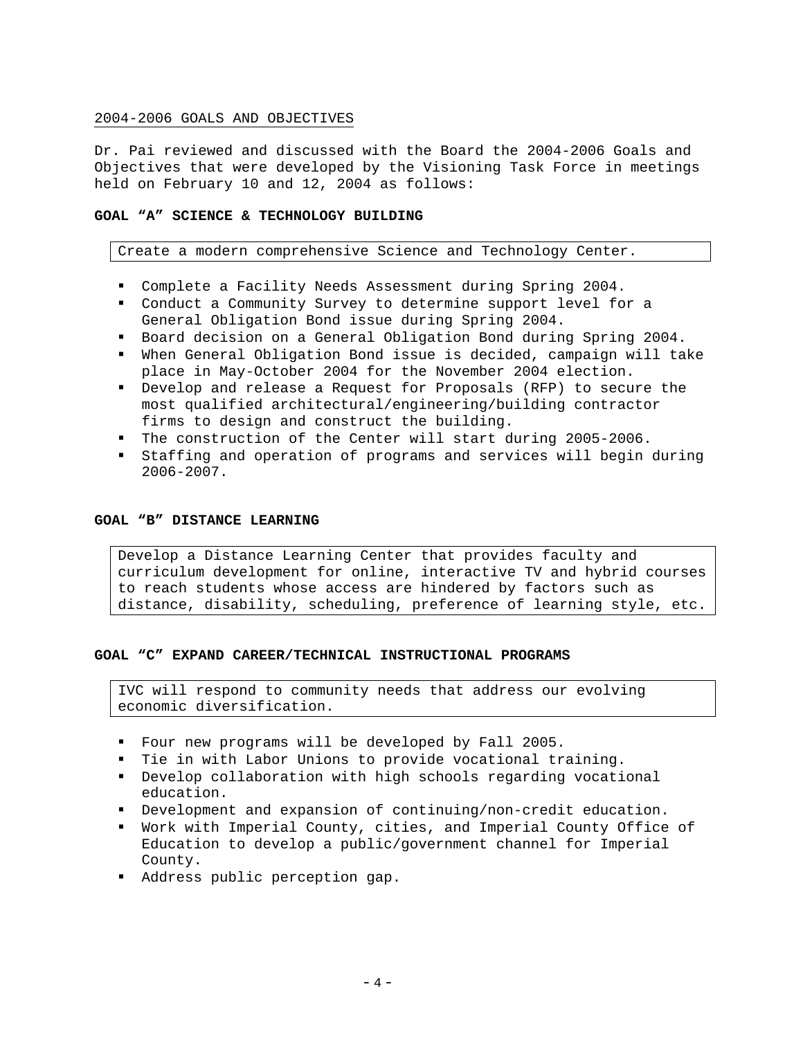2004-2006 GOALS AND OBJECTIVES

Dr. Pai reviewed and discussed with the Board the 2004-2006 Goals and Objectives that were developed by the Visioning Task Force in meetings held on February 10 and 12, 2004 as follows:

**GOAL "A" SCIENCE & TECHNOLOGY BUILDING**

Create a modern comprehensive Science and Technology Center.

- Complete a Facility Needs Assessment during Spring 2004.
- Conduct a Community Survey to determine support level for a General Obligation Bond issue during Spring 2004.
- Board decision on a General Obligation Bond during Spring 2004.
- When General Obligation Bond issue is decided, campaign will take place in May-October 2004 for the November 2004 election.
- Develop and release a Request for Proposals (RFP) to secure the most qualified architectural/engineering/building contractor firms to design and construct the building.
- The construction of the Center will start during 2005-2006.
- Staffing and operation of programs and services will begin during 2006-2007.

**GOAL "B" DISTANCE LEARNING**

Develop a Distance Learning Center that provides faculty and curriculum development for online, interactive TV and hybrid courses to reach students whose access are hindered by factors such as distance, disability, scheduling, preference of learning style, etc.

**GOAL "C" EXPAND CAREER/TECHNICAL INSTRUCTIONAL PROGRAMS**

IVC will respond to community needs that address our evolving economic diversification.

- Four new programs will be developed by Fall 2005.
- Tie in with Labor Unions to provide vocational training.
- Develop collaboration with high schools regarding vocational education.
- Development and expansion of continuing/non-credit education.
- Work with Imperial County, cities, and Imperial County Office of Education to develop a public/government channel for Imperial County.
- Address public perception gap.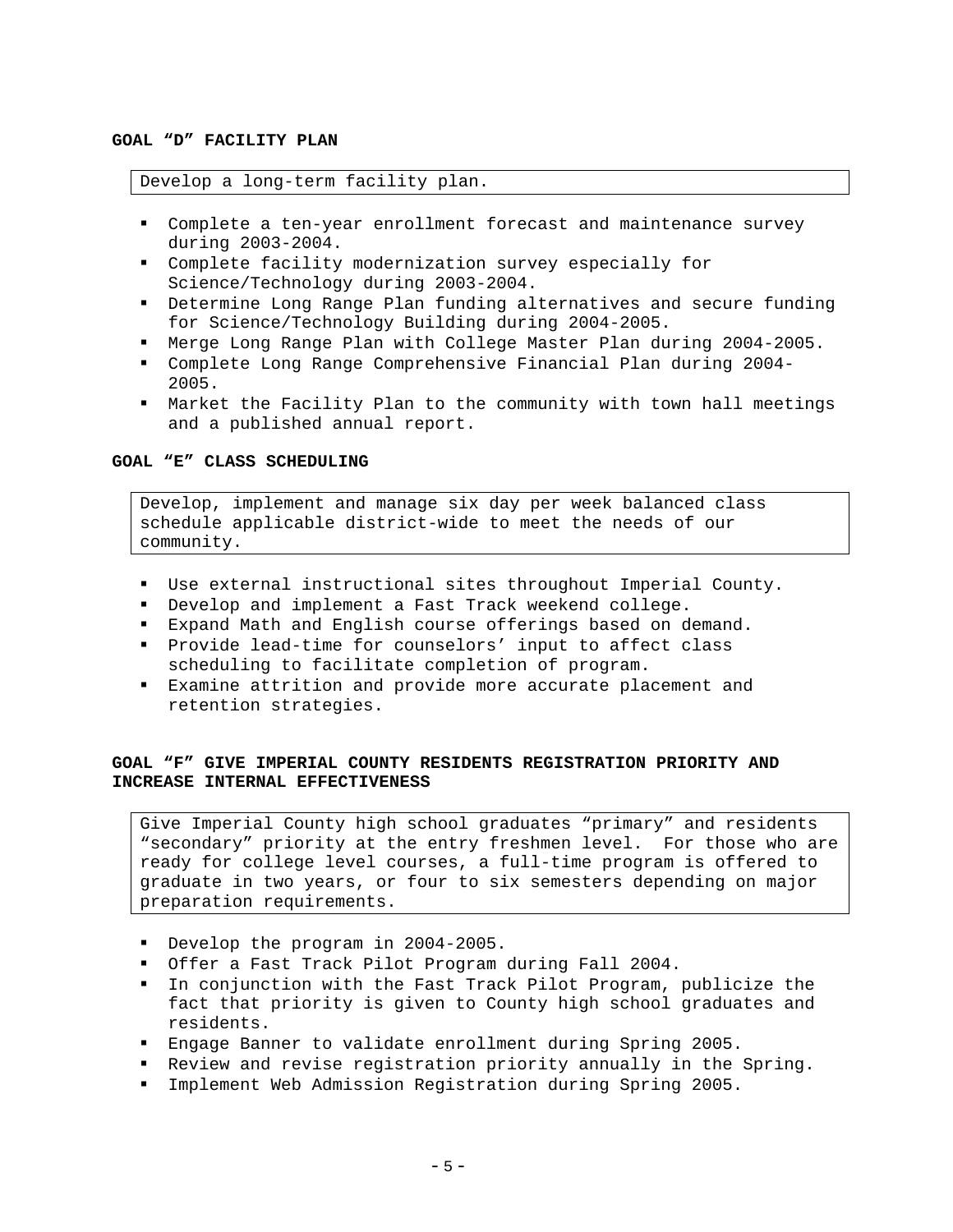**GOAL "D" FACILITY PLAN**

Develop a long-term facility plan.

- Complete a ten-year enrollment forecast and maintenance survey during 2003-2004.
- Complete facility modernization survey especially for Science/Technology during 2003-2004.
- Determine Long Range Plan funding alternatives and secure funding for Science/Technology Building during 2004-2005.
- Merge Long Range Plan with College Master Plan during 2004-2005.
- Complete Long Range Comprehensive Financial Plan during 2004-2005.
- Market the Facility Plan to the community with town hall meetings and a published annual report.

**GOAL "E" CLASS SCHEDULING**

Develop, implement and manage six day per week balanced class schedule applicable district-wide to meet the needs of our community.

- Use external instructional sites throughout Imperial County.
- Develop and implement a Fast Track weekend college.
- Expand Math and English course offerings based on demand.
- Provide lead-time for counselors' input to affect class scheduling to facilitate completion of program.
- Examine attrition and provide more accurate placement and retention strategies.

**GOAL "F" GIVE IMPERIAL COUNTY RESIDENTS REGISTRATION PRIORITY AND INCREASE INTERNAL EFFECTIVENESS**

Give Imperial County high school graduates "primary" and residents "secondary" priority at the entry freshmen level. For those who are ready for college level courses, a full-time program is offered to graduate in two years, or four to six semesters depending on major preparation requirements.

- Develop the program in 2004-2005.
- Offer a Fast Track Pilot Program during Fall 2004.
- In conjunction with the Fast Track Pilot Program, publicize the fact that priority is given to County high school graduates and residents.
- Engage Banner to validate enrollment during Spring 2005.
- Review and revise registration priority annually in the Spring.
- Implement Web Admission Registration during Spring 2005.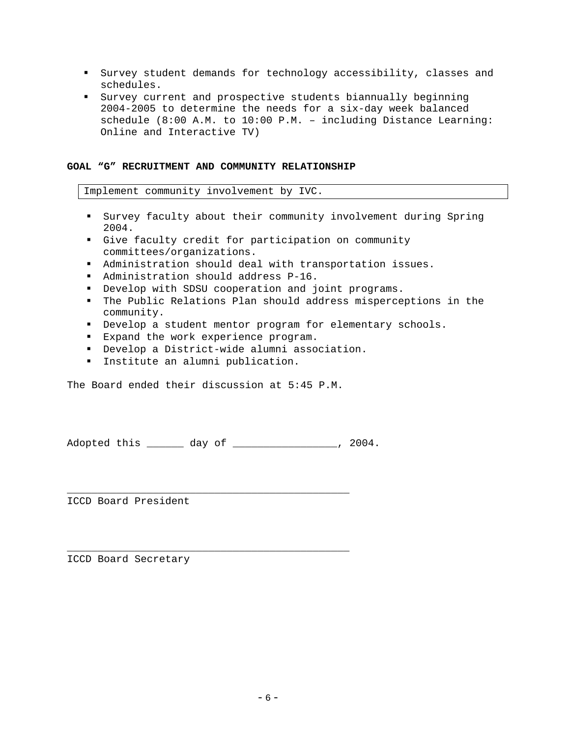- Survey student demands for technology accessibility, classes and schedules.
- Survey current and prospective students biannually beginning 2004-2005 to determine the needs for a six-day week balanced schedule (8:00 A.M. to 10:00 P.M. – including Distance Learning: Online and Interactive TV)

**GOAL "G" RECRUITMENT AND COMMUNITY RELATIONSHIP**

| Implement community involvement by IVC. |
|---|

- Survey faculty about their community involvement during Spring 2004.
- Give faculty credit for participation on community committees/organizations.
- Administration should deal with transportation issues.
- Administration should address P-16.
- Develop with SDSU cooperation and joint programs.
- The Public Relations Plan should address misperceptions in the community.
- Develop a student mentor program for elementary schools.
- Expand the work experience program.
- Develop a District-wide alumni association.
- Institute an alumni publication.

The Board ended their discussion at 5:45 P.M.

Adopted this ______ day of ________________, 2004.

______________________________________________
ICCD Board President

______________________________________________
ICCD Board Secretary